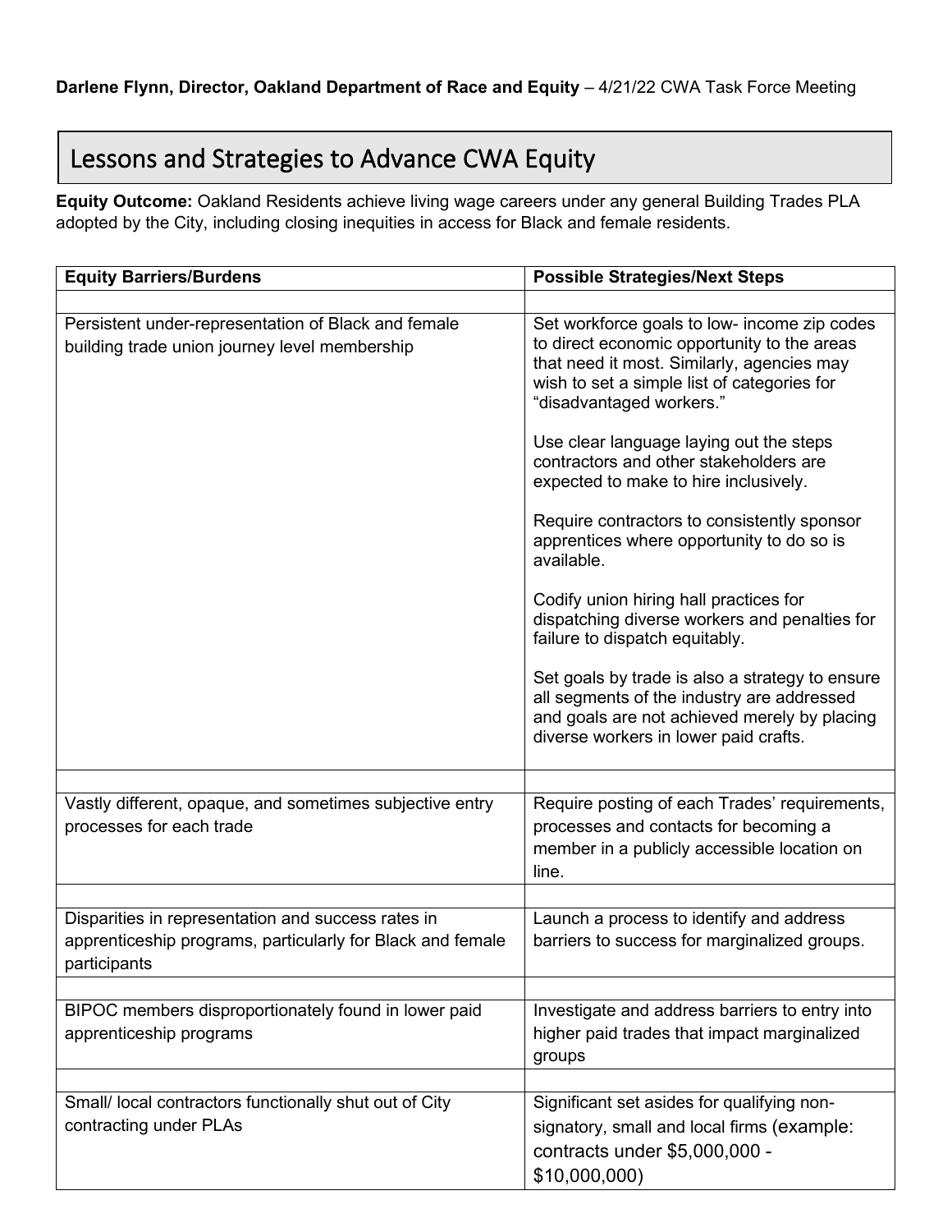**Darlene Flynn, Director, Oakland Department of Race and Equity** – 4/21/22 CWA Task Force Meeting

# Lessons and Strategies to Advance CWA Equity

**Equity Outcome:** Oakland Residents achieve living wage careers under any general Building Trades PLA adopted by the City, including closing inequities in access for Black and female residents.

| **Equity Barriers/Burdens** | **Possible Strategies/Next Steps** |
|---|---|
| | |
| Persistent under-representation of Black and female building trade union journey level membership | Set workforce goals to low- income zip codes to direct economic opportunity to the areas that need it most. Similarly, agencies may wish to set a simple list of categories for "disadvantaged workers."<br><br>Use clear language laying out the steps contractors and other stakeholders are expected to make to hire inclusively.<br><br>Require contractors to consistently sponsor apprentices where opportunity to do so is available.<br><br>Codify union hiring hall practices for dispatching diverse workers and penalties for failure to dispatch equitably.<br><br>Set goals by trade is also a strategy to ensure all segments of the industry are addressed and goals are not achieved merely by placing diverse workers in lower paid crafts. |
| | |
| Vastly different, opaque, and sometimes subjective entry processes for each trade | Require posting of each Trades' requirements, processes and contacts for becoming a member in a publicly accessible location on line. |
| | |
| Disparities in representation and success rates in apprenticeship programs, particularly for Black and female participants | Launch a process to identify and address barriers to success for marginalized groups. |
| | |
| BIPOC members disproportionately found in lower paid apprenticeship programs | Investigate and address barriers to entry into higher paid trades that impact marginalized groups |
| | |
| Small/ local contractors functionally shut out of City contracting under PLAs | Significant set asides for qualifying non-signatory, small and local firms (example: contracts under $5,000,000 - $10,000,000) |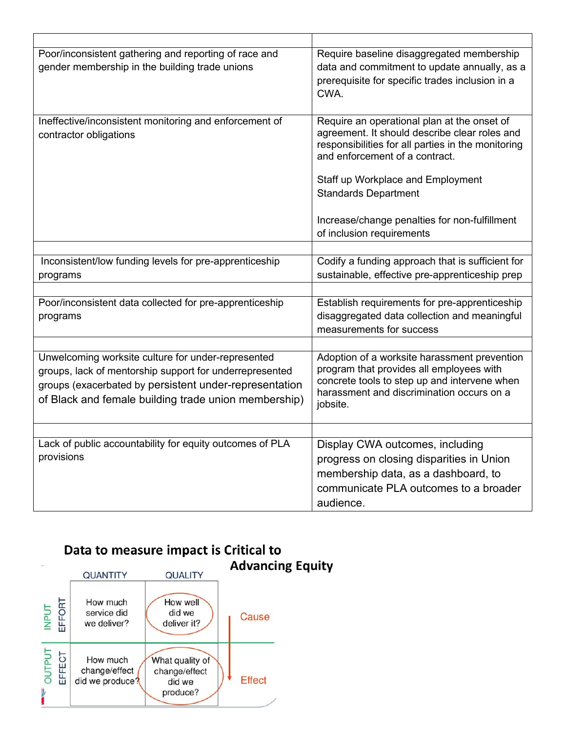| | |
|---|---|
| Poor/inconsistent gathering and reporting of race and gender membership in the building trade unions | Require baseline disaggregated membership data and commitment to update annually, as a prerequisite for specific trades inclusion in a CWA. |
| Ineffective/inconsistent monitoring and enforcement of contractor obligations | Require an operational plan at the onset of agreement. It should describe clear roles and responsibilities for all parties in the monitoring and enforcement of a contract.<br><br>Staff up Workplace and Employment Standards Department<br><br>Increase/change penalties for non-fulfillment of inclusion requirements |
| | |
| Inconsistent/low funding levels for pre-apprenticeship programs | Codify a funding approach that is sufficient for sustainable, effective pre-apprenticeship prep |
| | |
| Poor/inconsistent data collected for pre-apprenticeship programs | Establish requirements for pre-apprenticeship disaggregated data collection and meaningful measurements for success |
| | |
| Unwelcoming worksite culture for under-represented groups, lack of mentorship support for underrepresented groups (exacerbated by persistent under-representation of Black and female building trade union membership) | Adoption of a worksite harassment prevention program that provides all employees with concrete tools to step up and intervene when harassment and discrimination occurs on a jobsite. |
| | |
| Lack of public accountability for equity outcomes of PLA provisions | Display CWA outcomes, including progress on closing disparities in Union membership data, as a dashboard, to communicate PLA outcomes to a broader audience. |

## Data to measure impact is Critical to Advancing Equity

QUANTITY

QUALITY

INPUT EFFORT

How much service did we deliver?

How well did we deliver it?

Cause

OUTPUT EFFECT

How much change/effect did we produce?

What quality of change/effect did we produce?

Effect